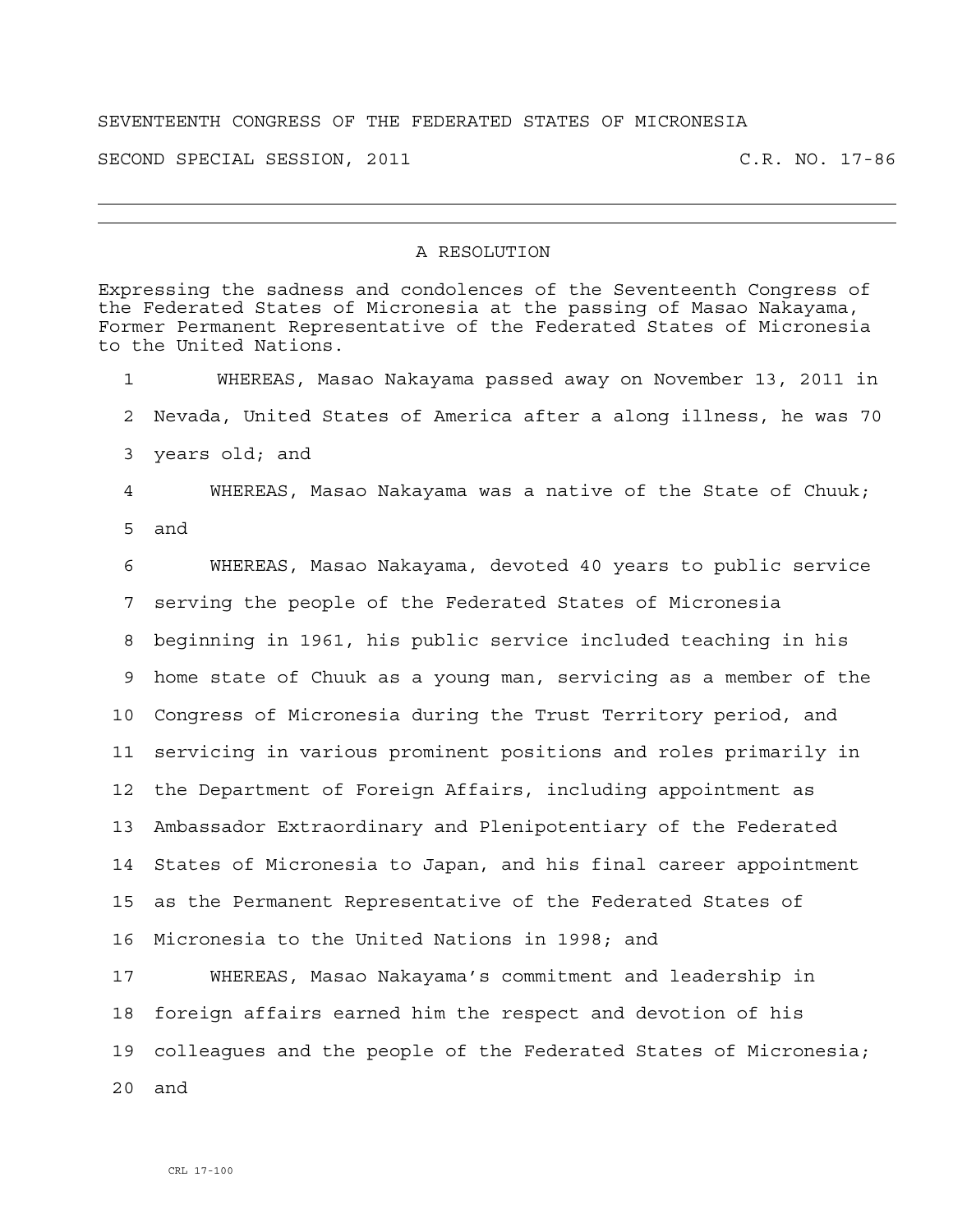SEVENTEENTH CONGRESS OF THE FEDERATED STATES OF MICRONESIA

SECOND SPECIAL SESSION, 2011 C.R. NO. 17-86

---

## A RESOLUTION

Expressing the sadness and condolences of the Seventeenth Congress of the Federated States of Micronesia at the passing of Masao Nakayama, Former Permanent Representative of the Federated States of Micronesia to the United Nations.

1 WHEREAS, Masao Nakayama passed away on November 13, 2011 in
2 Nevada, United States of America after a along illness, he was 70
3 years old; and
4 WHEREAS, Masao Nakayama was a native of the State of Chuuk;
5 and
6 WHEREAS, Masao Nakayama, devoted 40 years to public service
7 serving the people of the Federated States of Micronesia
8 beginning in 1961, his public service included teaching in his
9 home state of Chuuk as a young man, servicing as a member of the
10 Congress of Micronesia during the Trust Territory period, and
11 servicing in various prominent positions and roles primarily in
12 the Department of Foreign Affairs, including appointment as
13 Ambassador Extraordinary and Plenipotentiary of the Federated
14 States of Micronesia to Japan, and his final career appointment
15 as the Permanent Representative of the Federated States of
16 Micronesia to the United Nations in 1998; and
17 WHEREAS, Masao Nakayama's commitment and leadership in
18 foreign affairs earned him the respect and devotion of his
19 colleagues and the people of the Federated States of Micronesia;
20 and

CRL 17-100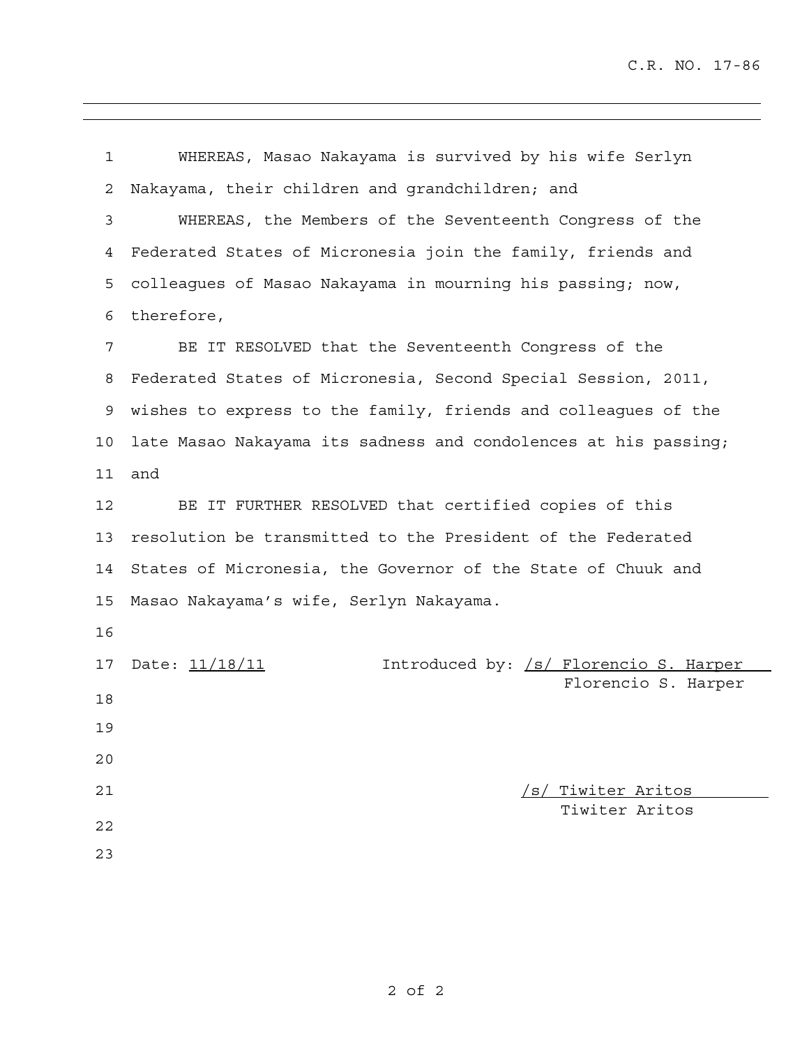WHEREAS, Masao Nakayama is survived by his wife Serlyn Nakayama, their children and grandchildren; and

WHEREAS, the Members of the Seventeenth Congress of the Federated States of Micronesia join the family, friends and colleagues of Masao Nakayama in mourning his passing; now, therefore,

BE IT RESOLVED that the Seventeenth Congress of the Federated States of Micronesia, Second Special Session, 2011, wishes to express to the family, friends and colleagues of the late Masao Nakayama its sadness and condolences at his passing; and

BE IT FURTHER RESOLVED that certified copies of this resolution be transmitted to the President of the Federated States of Micronesia, the Governor of the State of Chuuk and Masao Nakayama's wife, Serlyn Nakayama.

Date: 11/18/11

Introduced by: /s/ Florencio S. Harper
Florencio S. Harper

/s/ Tiwiter Aritos
Tiwiter Aritos